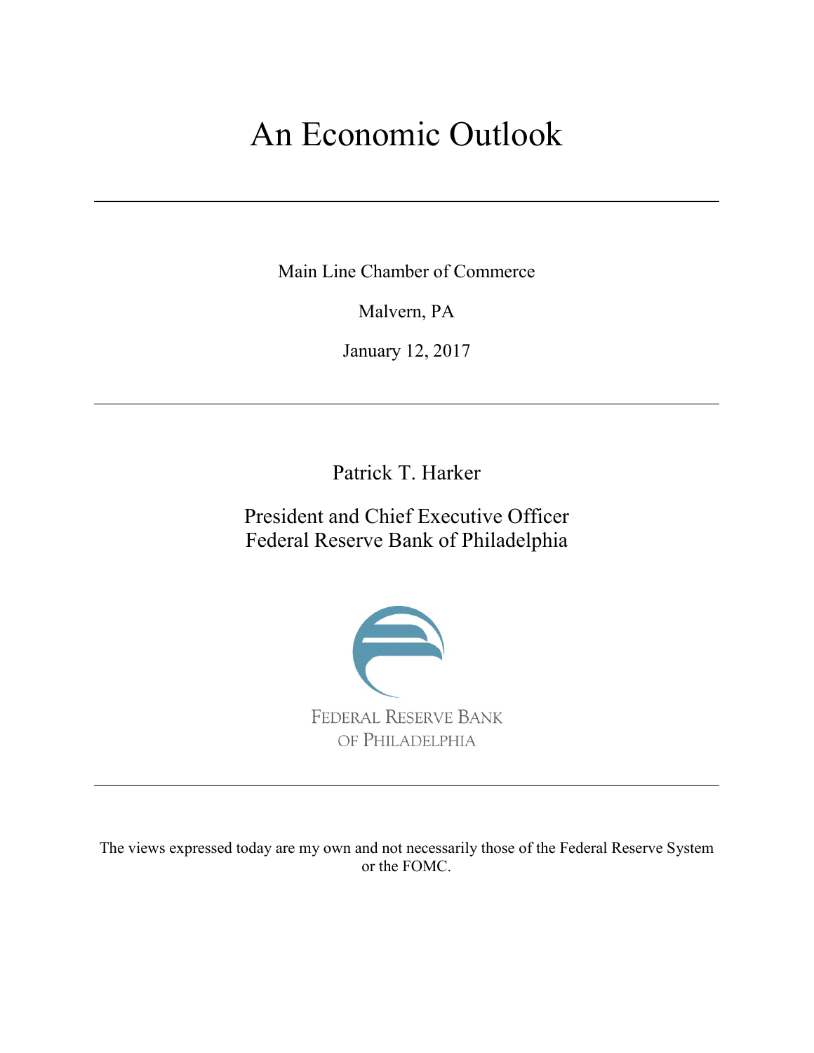# An Economic Outlook

---

Main Line Chamber of Commerce

Malvern, PA

January 12, 2017

---

Patrick T. Harker

President and Chief Executive Officer
Federal Reserve Bank of Philadelphia

FEDERAL RESERVE BANK
OF PHILADELPHIA

---

The views expressed today are my own and not necessarily those of the Federal Reserve System or the FOMC.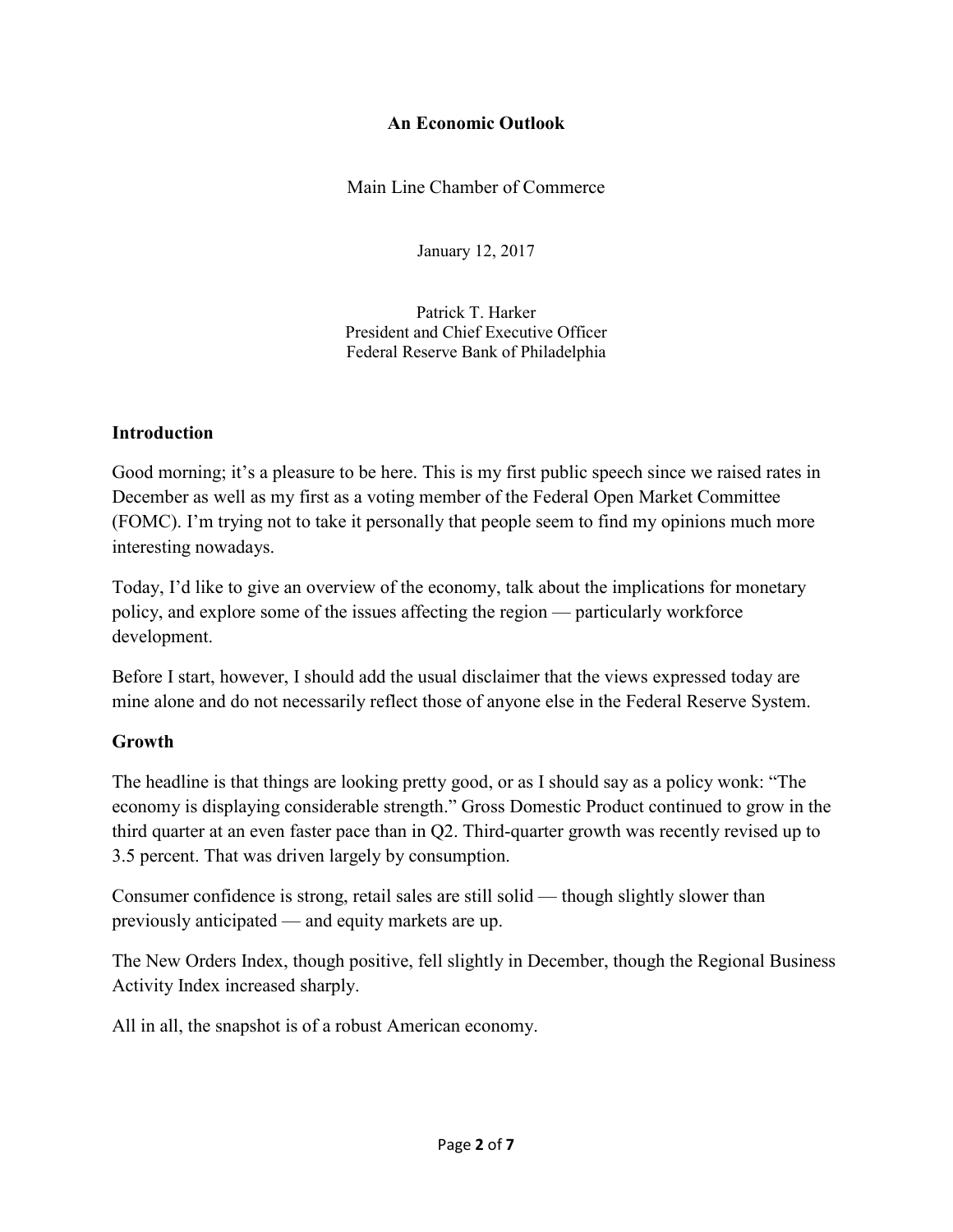# An Economic Outlook

Main Line Chamber of Commerce

January 12, 2017

Patrick T. Harker
President and Chief Executive Officer
Federal Reserve Bank of Philadelphia

## Introduction

Good morning; it's a pleasure to be here. This is my first public speech since we raised rates in December as well as my first as a voting member of the Federal Open Market Committee (FOMC). I'm trying not to take it personally that people seem to find my opinions much more interesting nowadays.

Today, I'd like to give an overview of the economy, talk about the implications for monetary policy, and explore some of the issues affecting the region — particularly workforce development.

Before I start, however, I should add the usual disclaimer that the views expressed today are mine alone and do not necessarily reflect those of anyone else in the Federal Reserve System.

## Growth

The headline is that things are looking pretty good, or as I should say as a policy wonk: "The economy is displaying considerable strength." Gross Domestic Product continued to grow in the third quarter at an even faster pace than in Q2. Third-quarter growth was recently revised up to 3.5 percent. That was driven largely by consumption.

Consumer confidence is strong, retail sales are still solid — though slightly slower than previously anticipated — and equity markets are up.

The New Orders Index, though positive, fell slightly in December, though the Regional Business Activity Index increased sharply.

All in all, the snapshot is of a robust American economy.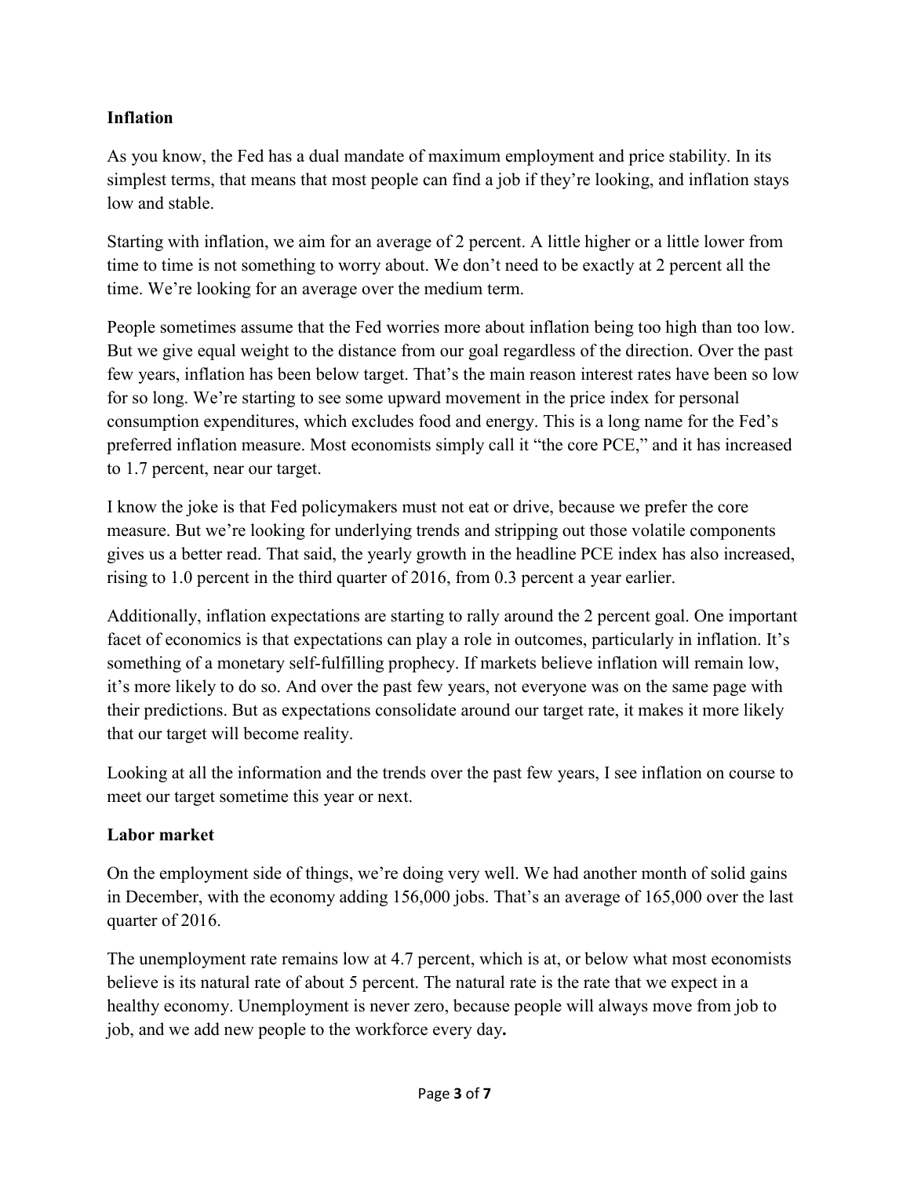**Inflation**

As you know, the Fed has a dual mandate of maximum employment and price stability. In its simplest terms, that means that most people can find a job if they're looking, and inflation stays low and stable.

Starting with inflation, we aim for an average of 2 percent. A little higher or a little lower from time to time is not something to worry about. We don't need to be exactly at 2 percent all the time. We're looking for an average over the medium term.

People sometimes assume that the Fed worries more about inflation being too high than too low. But we give equal weight to the distance from our goal regardless of the direction. Over the past few years, inflation has been below target. That's the main reason interest rates have been so low for so long. We're starting to see some upward movement in the price index for personal consumption expenditures, which excludes food and energy. This is a long name for the Fed's preferred inflation measure. Most economists simply call it "the core PCE," and it has increased to 1.7 percent, near our target.

I know the joke is that Fed policymakers must not eat or drive, because we prefer the core measure. But we're looking for underlying trends and stripping out those volatile components gives us a better read. That said, the yearly growth in the headline PCE index has also increased, rising to 1.0 percent in the third quarter of 2016, from 0.3 percent a year earlier.

Additionally, inflation expectations are starting to rally around the 2 percent goal. One important facet of economics is that expectations can play a role in outcomes, particularly in inflation. It's something of a monetary self-fulfilling prophecy. If markets believe inflation will remain low, it's more likely to do so. And over the past few years, not everyone was on the same page with their predictions. But as expectations consolidate around our target rate, it makes it more likely that our target will become reality.

Looking at all the information and the trends over the past few years, I see inflation on course to meet our target sometime this year or next.

**Labor market**

On the employment side of things, we're doing very well. We had another month of solid gains in December, with the economy adding 156,000 jobs. That's an average of 165,000 over the last quarter of 2016.

The unemployment rate remains low at 4.7 percent, which is at, or below what most economists believe is its natural rate of about 5 percent. The natural rate is the rate that we expect in a healthy economy. Unemployment is never zero, because people will always move from job to job, and we add new people to the workforce every day.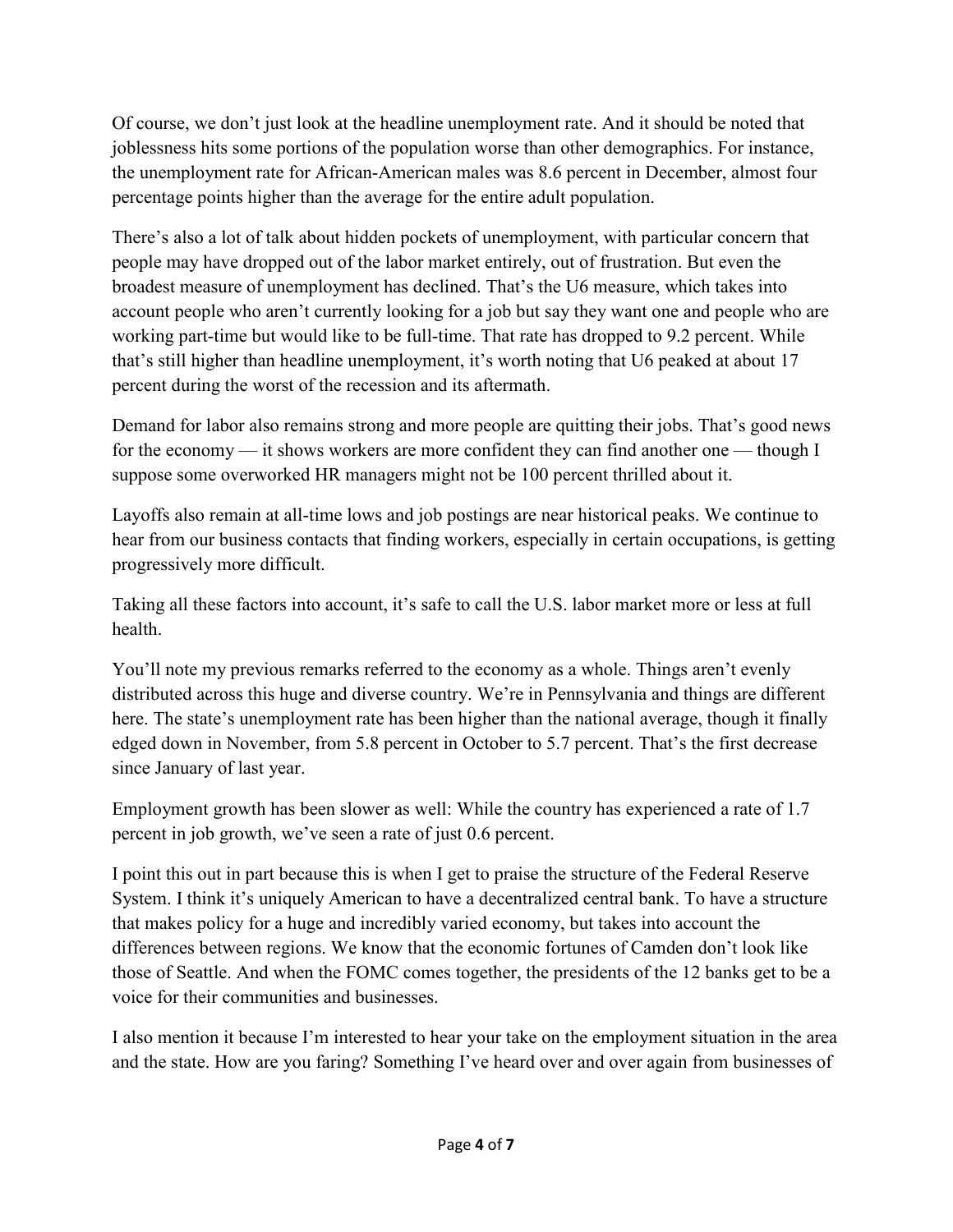Of course, we don't just look at the headline unemployment rate. And it should be noted that joblessness hits some portions of the population worse than other demographics. For instance, the unemployment rate for African-American males was 8.6 percent in December, almost four percentage points higher than the average for the entire adult population.

There's also a lot of talk about hidden pockets of unemployment, with particular concern that people may have dropped out of the labor market entirely, out of frustration. But even the broadest measure of unemployment has declined. That's the U6 measure, which takes into account people who aren't currently looking for a job but say they want one and people who are working part-time but would like to be full-time. That rate has dropped to 9.2 percent. While that's still higher than headline unemployment, it's worth noting that U6 peaked at about 17 percent during the worst of the recession and its aftermath.

Demand for labor also remains strong and more people are quitting their jobs. That's good news for the economy — it shows workers are more confident they can find another one — though I suppose some overworked HR managers might not be 100 percent thrilled about it.

Layoffs also remain at all-time lows and job postings are near historical peaks. We continue to hear from our business contacts that finding workers, especially in certain occupations, is getting progressively more difficult.

Taking all these factors into account, it's safe to call the U.S. labor market more or less at full health.

You'll note my previous remarks referred to the economy as a whole. Things aren't evenly distributed across this huge and diverse country. We're in Pennsylvania and things are different here. The state's unemployment rate has been higher than the national average, though it finally edged down in November, from 5.8 percent in October to 5.7 percent. That's the first decrease since January of last year.

Employment growth has been slower as well: While the country has experienced a rate of 1.7 percent in job growth, we've seen a rate of just 0.6 percent.

I point this out in part because this is when I get to praise the structure of the Federal Reserve System. I think it's uniquely American to have a decentralized central bank. To have a structure that makes policy for a huge and incredibly varied economy, but takes into account the differences between regions. We know that the economic fortunes of Camden don't look like those of Seattle. And when the FOMC comes together, the presidents of the 12 banks get to be a voice for their communities and businesses.

I also mention it because I'm interested to hear your take on the employment situation in the area and the state. How are you faring? Something I've heard over and over again from businesses of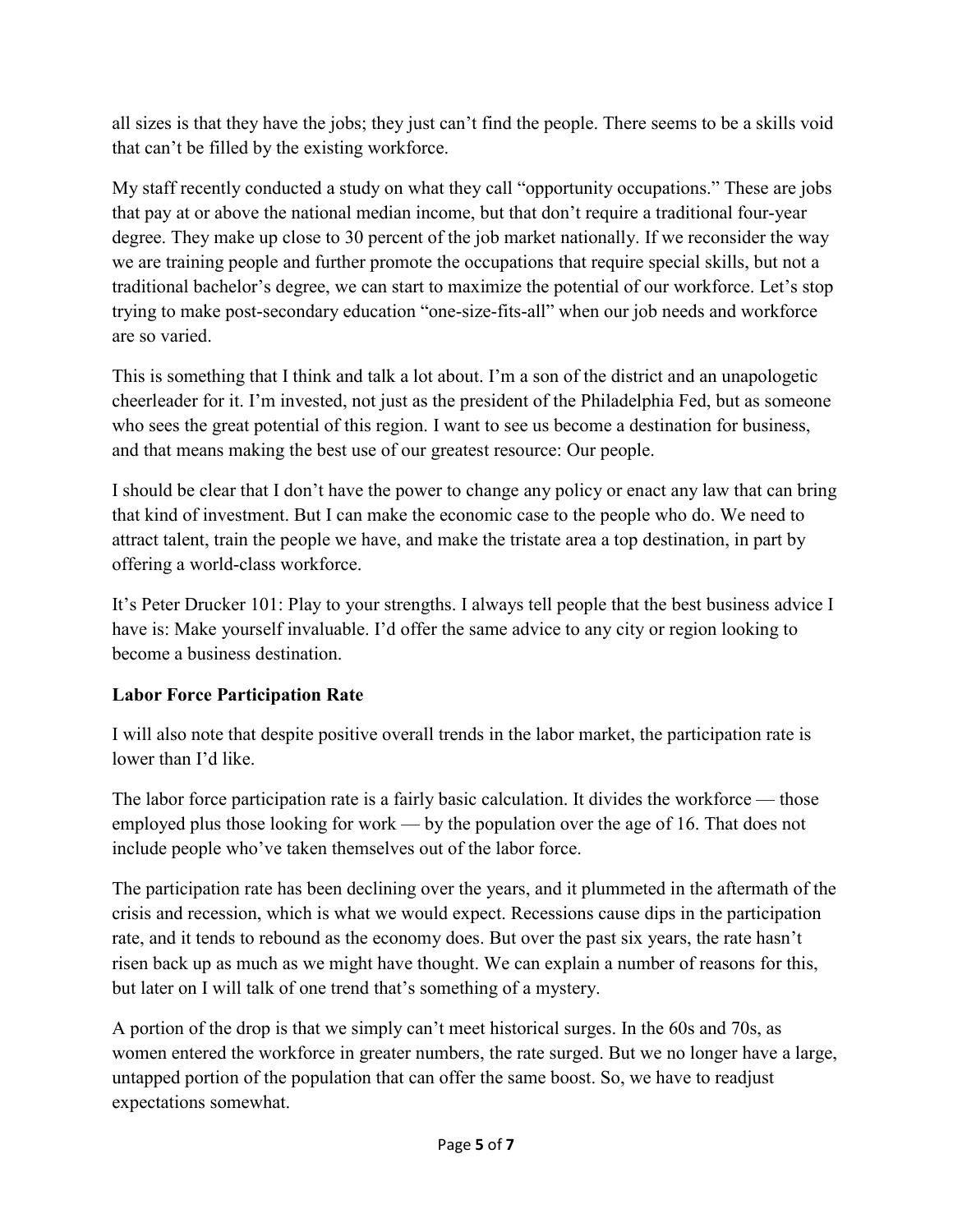all sizes is that they have the jobs; they just can't find the people. There seems to be a skills void that can't be filled by the existing workforce.

My staff recently conducted a study on what they call "opportunity occupations." These are jobs that pay at or above the national median income, but that don't require a traditional four-year degree. They make up close to 30 percent of the job market nationally. If we reconsider the way we are training people and further promote the occupations that require special skills, but not a traditional bachelor's degree, we can start to maximize the potential of our workforce. Let's stop trying to make post-secondary education "one-size-fits-all" when our job needs and workforce are so varied.

This is something that I think and talk a lot about. I'm a son of the district and an unapologetic cheerleader for it. I'm invested, not just as the president of the Philadelphia Fed, but as someone who sees the great potential of this region. I want to see us become a destination for business, and that means making the best use of our greatest resource: Our people.

I should be clear that I don't have the power to change any policy or enact any law that can bring that kind of investment. But I can make the economic case to the people who do. We need to attract talent, train the people we have, and make the tristate area a top destination, in part by offering a world-class workforce.

It's Peter Drucker 101: Play to your strengths. I always tell people that the best business advice I have is: Make yourself invaluable. I'd offer the same advice to any city or region looking to become a business destination.

## Labor Force Participation Rate

I will also note that despite positive overall trends in the labor market, the participation rate is lower than I'd like.

The labor force participation rate is a fairly basic calculation. It divides the workforce — those employed plus those looking for work — by the population over the age of 16. That does not include people who've taken themselves out of the labor force.

The participation rate has been declining over the years, and it plummeted in the aftermath of the crisis and recession, which is what we would expect. Recessions cause dips in the participation rate, and it tends to rebound as the economy does. But over the past six years, the rate hasn't risen back up as much as we might have thought. We can explain a number of reasons for this, but later on I will talk of one trend that's something of a mystery.

A portion of the drop is that we simply can't meet historical surges. In the 60s and 70s, as women entered the workforce in greater numbers, the rate surged. But we no longer have a large, untapped portion of the population that can offer the same boost. So, we have to readjust expectations somewhat.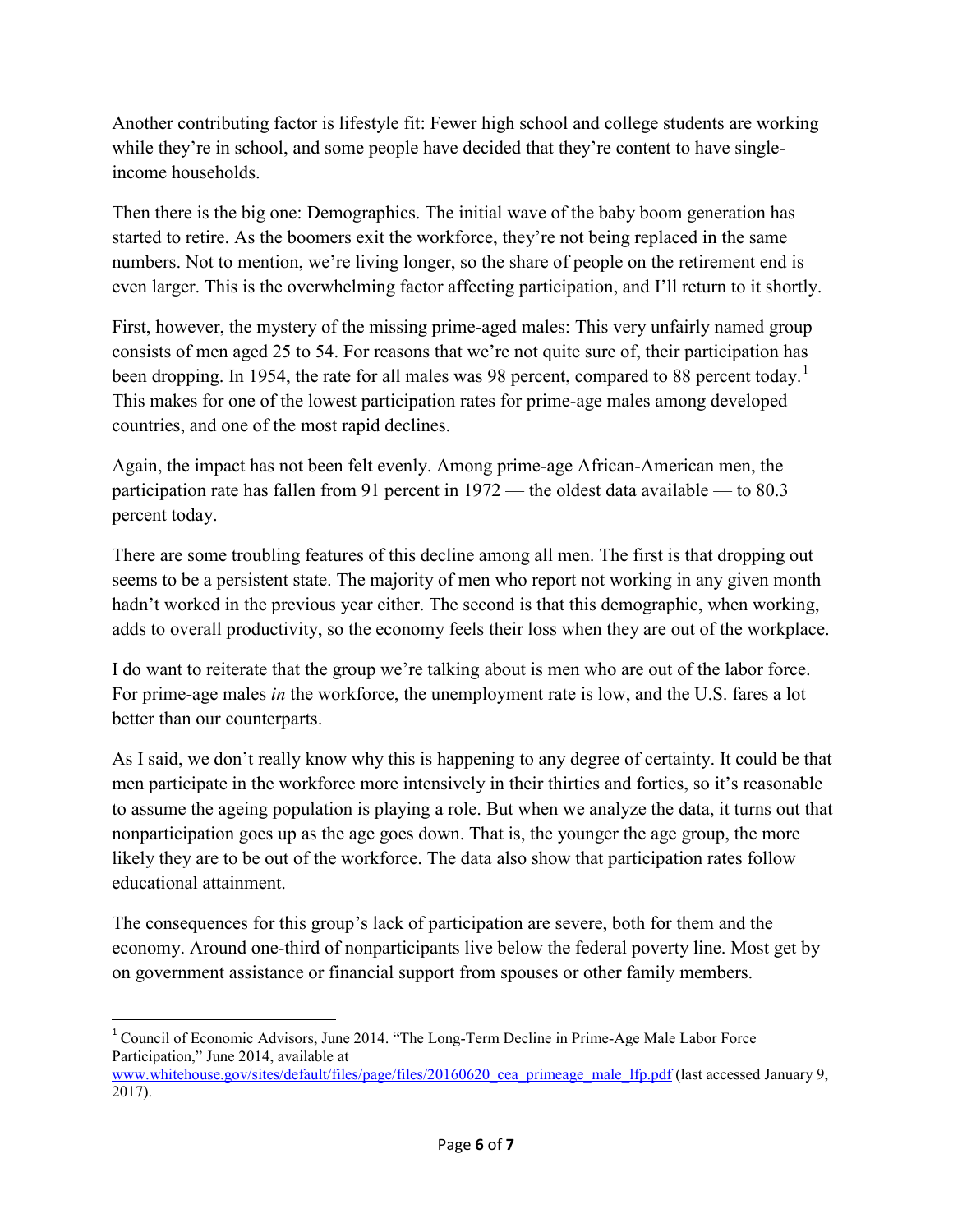Another contributing factor is lifestyle fit: Fewer high school and college students are working while they're in school, and some people have decided that they're content to have single-income households.

Then there is the big one: Demographics. The initial wave of the baby boom generation has started to retire. As the boomers exit the workforce, they're not being replaced in the same numbers. Not to mention, we're living longer, so the share of people on the retirement end is even larger. This is the overwhelming factor affecting participation, and I'll return to it shortly.

First, however, the mystery of the missing prime-aged males: This very unfairly named group consists of men aged 25 to 54. For reasons that we're not quite sure of, their participation has been dropping. In 1954, the rate for all males was 98 percent, compared to 88 percent today.[1] This makes for one of the lowest participation rates for prime-age males among developed countries, and one of the most rapid declines.

Again, the impact has not been felt evenly. Among prime-age African-American men, the participation rate has fallen from 91 percent in 1972 — the oldest data available — to 80.3 percent today.

There are some troubling features of this decline among all men. The first is that dropping out seems to be a persistent state. The majority of men who report not working in any given month hadn't worked in the previous year either. The second is that this demographic, when working, adds to overall productivity, so the economy feels their loss when they are out of the workplace.

I do want to reiterate that the group we're talking about is men who are out of the labor force. For prime-age males *in* the workforce, the unemployment rate is low, and the U.S. fares a lot better than our counterparts.

As I said, we don't really know why this is happening to any degree of certainty. It could be that men participate in the workforce more intensively in their thirties and forties, so it's reasonable to assume the ageing population is playing a role. But when we analyze the data, it turns out that nonparticipation goes up as the age goes down. That is, the younger the age group, the more likely they are to be out of the workforce. The data also show that participation rates follow educational attainment.

The consequences for this group's lack of participation are severe, both for them and the economy. Around one-third of nonparticipants live below the federal poverty line. Most get by on government assistance or financial support from spouses or other family members.

---

[1] Council of Economic Advisors, June 2014. "The Long-Term Decline in Prime-Age Male Labor Force Participation," June 2014, available at www.whitehouse.gov/sites/default/files/page/files/20160620_cea_primeage_male_lfp.pdf (last accessed January 9, 2017).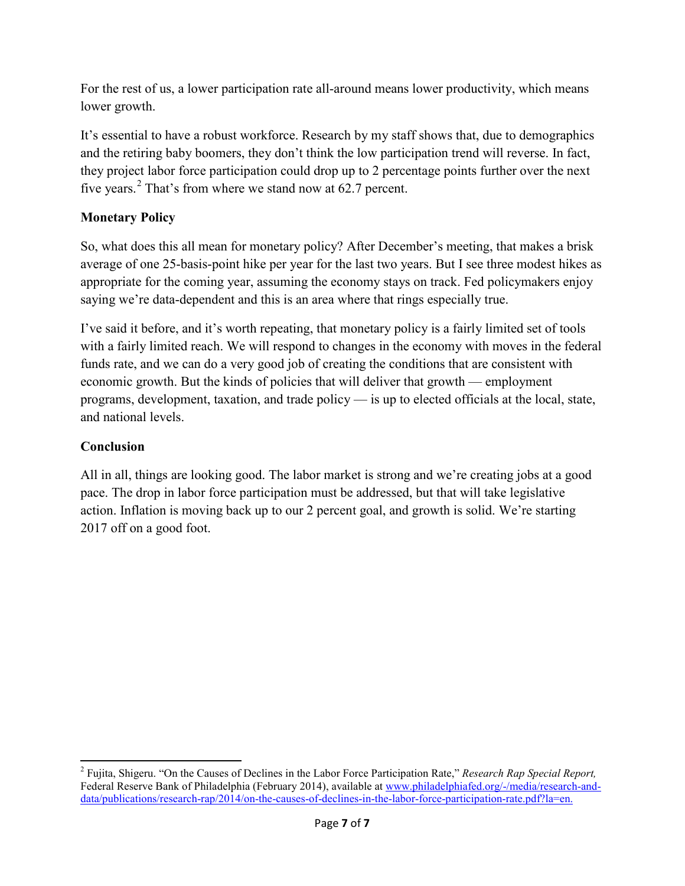For the rest of us, a lower participation rate all-around means lower productivity, which means lower growth.

It's essential to have a robust workforce. Research by my staff shows that, due to demographics and the retiring baby boomers, they don't think the low participation trend will reverse. In fact, they project labor force participation could drop up to 2 percentage points further over the next five years.[2] That's from where we stand now at 62.7 percent.

## Monetary Policy

So, what does this all mean for monetary policy? After December's meeting, that makes a brisk average of one 25-basis-point hike per year for the last two years. But I see three modest hikes as appropriate for the coming year, assuming the economy stays on track. Fed policymakers enjoy saying we're data-dependent and this is an area where that rings especially true.

I've said it before, and it's worth repeating, that monetary policy is a fairly limited set of tools with a fairly limited reach. We will respond to changes in the economy with moves in the federal funds rate, and we can do a very good job of creating the conditions that are consistent with economic growth. But the kinds of policies that will deliver that growth — employment programs, development, taxation, and trade policy — is up to elected officials at the local, state, and national levels.

## Conclusion

All in all, things are looking good. The labor market is strong and we're creating jobs at a good pace. The drop in labor force participation must be addressed, but that will take legislative action. Inflation is moving back up to our 2 percent goal, and growth is solid. We're starting 2017 off on a good foot.

---

[2] Fujita, Shigeru. "On the Causes of Declines in the Labor Force Participation Rate," *Research Rap Special Report,* Federal Reserve Bank of Philadelphia (February 2014), available at www.philadelphiafed.org/-/media/research-and-data/publications/research-rap/2014/on-the-causes-of-declines-in-the-labor-force-participation-rate.pdf?la=en.